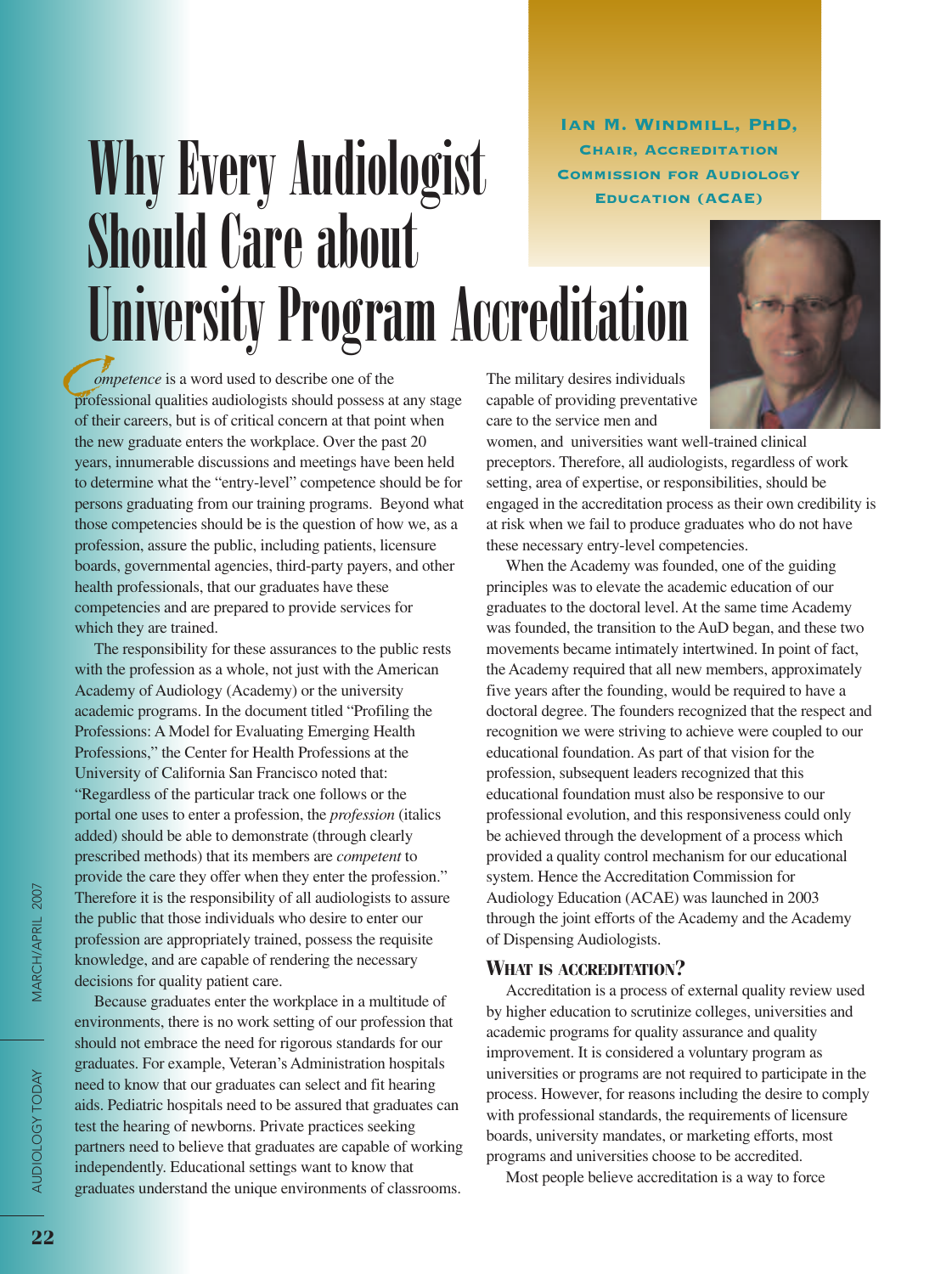# Why Every Audiologist Should Care about University Program Accreditation

**Ian M. Windmill, PhD, Chair, Accreditation Commission for Audiology Education (ACAE)**

*Competence* is a word used to describe one of the professional qualities audiologists should possess at any stage of their careers, but is of critical concern at that point when the new graduate enters the workplace. Over the past 20 years, innumerable discussions and meetings have been held to determine what the "entry-level" competence should be for persons graduating from our training programs. Beyond what those competencies should be is the question of how we, as a profession, assure the public, including patients, licensure boards, governmental agencies, third-party payers, and other health professionals, that our graduates have these competencies and are prepared to provide services for which they are trained.

The responsibility for these assurances to the public rests with the profession as a whole, not just with the American Academy of Audiology (Academy) or the university academic programs. In the document titled "Profiling the Professions: A Model for Evaluating Emerging Health Professions," the Center for Health Professions at the University of California San Francisco noted that: "Regardless of the particular track one follows or the portal one uses to enter a profession, the *profession* (italics added) should be able to demonstrate (through clearly prescribed methods) that its members are *competent* to provide the care they offer when they enter the profession." Therefore it is the responsibility of all audiologists to assure the public that those individuals who desire to enter our profession are appropriately trained, possess the requisite knowledge, and are capable of rendering the necessary decisions for quality patient care.

Because graduates enter the workplace in a multitude of environments, there is no work setting of our profession that should not embrace the need for rigorous standards for our graduates. For example, Veteran's Administration hospitals need to know that our graduates can select and fit hearing aids. Pediatric hospitals need to be assured that graduates can test the hearing of newborns. Private practices seeking partners need to believe that graduates are capable of working independently. Educational settings want to know that graduates understand the unique environments of classrooms. The military desires individuals capable of providing preventative care to the service men and women, and universities want well-trained clinical preceptors. Therefore, all audiologists, regardless of work setting, area of expertise, or responsibilities, should be engaged in the accreditation process as their own credibility is at risk when we fail to produce graduates who do not have these necessary entry-level competencies.

When the Academy was founded, one of the guiding principles was to elevate the academic education of our graduates to the doctoral level. At the same time Academy was founded, the transition to the AuD began, and these two movements became intimately intertwined. In point of fact, the Academy required that all new members, approximately five years after the founding, would be required to have a doctoral degree. The founders recognized that the respect and recognition we were striving to achieve were coupled to our educational foundation. As part of that vision for the profession, subsequent leaders recognized that this educational foundation must also be responsive to our professional evolution, and this responsiveness could only be achieved through the development of a process which provided a quality control mechanism for our educational system. Hence the Accreditation Commission for Audiology Education (ACAE) was launched in 2003 through the joint efforts of the Academy and the Academy of Dispensing Audiologists.

## What is Accreditation?

Accreditation is a process of external quality review used by higher education to scrutinize colleges, universities and academic programs for quality assurance and quality improvement. It is considered a voluntary program as universities or programs are not required to participate in the process. However, for reasons including the desire to comply with professional standards, the requirements of licensure boards, university mandates, or marketing efforts, most programs and universities choose to be accredited.

Most people believe accreditation is a way to force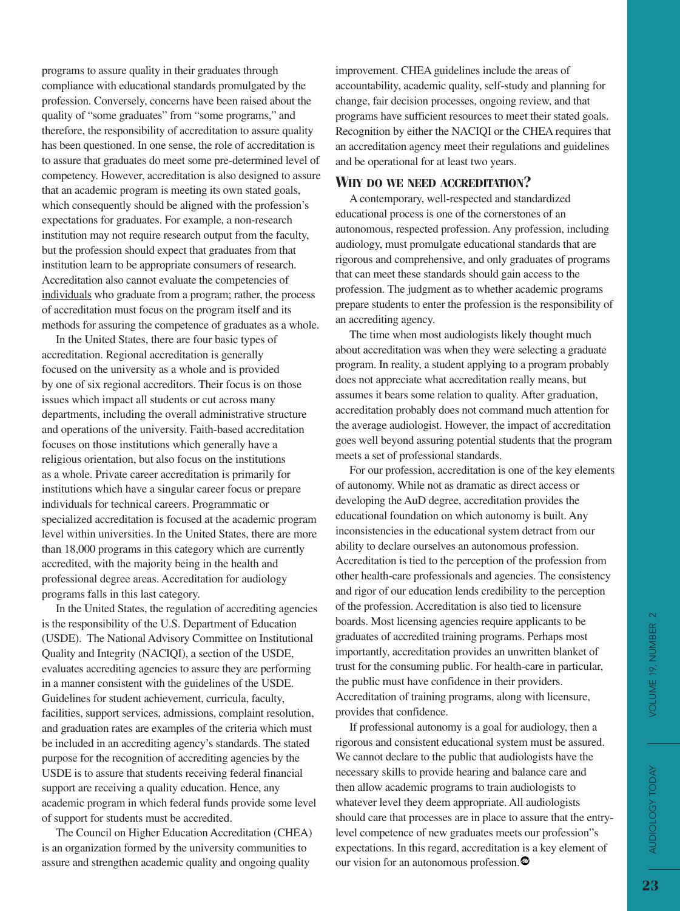programs to assure quality in their graduates through compliance with educational standards promulgated by the profession. Conversely, concerns have been raised about the quality of "some graduates" from "some programs," and therefore, the responsibility of accreditation to assure quality has been questioned. In one sense, the role of accreditation is to assure that graduates do meet some pre-determined level of competency. However, accreditation is also designed to assure that an academic program is meeting its own stated goals, which consequently should be aligned with the profession's expectations for graduates. For example, a non-research institution may not require research output from the faculty, but the profession should expect that graduates from that institution learn to be appropriate consumers of research. Accreditation also cannot evaluate the competencies of individuals who graduate from a program; rather, the process of accreditation must focus on the program itself and its methods for assuring the competence of graduates as a whole.

In the United States, there are four basic types of accreditation. Regional accreditation is generally focused on the university as a whole and is provided by one of six regional accreditors. Their focus is on those issues which impact all students or cut across many departments, including the overall administrative structure and operations of the university. Faith-based accreditation focuses on those institutions which generally have a religious orientation, but also focus on the institutions as a whole. Private career accreditation is primarily for institutions which have a singular career focus or prepare individuals for technical careers. Programmatic or specialized accreditation is focused at the academic program level within universities. In the United States, there are more than 18,000 programs in this category which are currently accredited, with the majority being in the health and professional degree areas. Accreditation for audiology programs falls in this last category.

In the United States, the regulation of accrediting agencies is the responsibility of the U.S. Department of Education (USDE). The National Advisory Committee on Institutional Quality and Integrity (NACIQI), a section of the USDE, evaluates accrediting agencies to assure they are performing in a manner consistent with the guidelines of the USDE. Guidelines for student achievement, curricula, faculty, facilities, support services, admissions, complaint resolution, and graduation rates are examples of the criteria which must be included in an accrediting agency's standards. The stated purpose for the recognition of accrediting agencies by the USDE is to assure that students receiving federal financial support are receiving a quality education. Hence, any academic program in which federal funds provide some level of support for students must be accredited.

The Council on Higher Education Accreditation (CHEA) is an organization formed by the university communities to assure and strengthen academic quality and ongoing quality improvement. CHEA guidelines include the areas of accountability, academic quality, self-study and planning for change, fair decision processes, ongoing review, and that programs have sufficient resources to meet their stated goals. Recognition by either the NACIQI or the CHEA requires that an accreditation agency meet their regulations and guidelines and be operational for at least two years.

## Why do we need accreditation?

A contemporary, well-respected and standardized educational process is one of the cornerstones of an autonomous, respected profession. Any profession, including audiology, must promulgate educational standards that are rigorous and comprehensive, and only graduates of programs that can meet these standards should gain access to the profession. The judgment as to whether academic programs prepare students to enter the profession is the responsibility of an accrediting agency.

The time when most audiologists likely thought much about accreditation was when they were selecting a graduate program. In reality, a student applying to a program probably does not appreciate what accreditation really means, but assumes it bears some relation to quality. After graduation, accreditation probably does not command much attention for the average audiologist. However, the impact of accreditation goes well beyond assuring potential students that the program meets a set of professional standards.

For our profession, accreditation is one of the key elements of autonomy. While not as dramatic as direct access or developing the AuD degree, accreditation provides the educational foundation on which autonomy is built. Any inconsistencies in the educational system detract from our ability to declare ourselves an autonomous profession. Accreditation is tied to the perception of the profession from other health-care professionals and agencies. The consistency and rigor of our education lends credibility to the perception of the profession. Accreditation is also tied to licensure boards. Most licensing agencies require applicants to be graduates of accredited training programs. Perhaps most importantly, accreditation provides an unwritten blanket of trust for the consuming public. For health-care in particular, the public must have confidence in their providers. Accreditation of training programs, along with licensure, provides that confidence.

If professional autonomy is a goal for audiology, then a rigorous and consistent educational system must be assured. We cannot declare to the public that audiologists have the necessary skills to provide hearing and balance care and then allow academic programs to train audiologists to whatever level they deem appropriate. All audiologists should care that processes are in place to assure that the entry-level competence of new graduates meets our profession"s expectations. In this regard, accreditation is a key element of our vision for an autonomous profession.